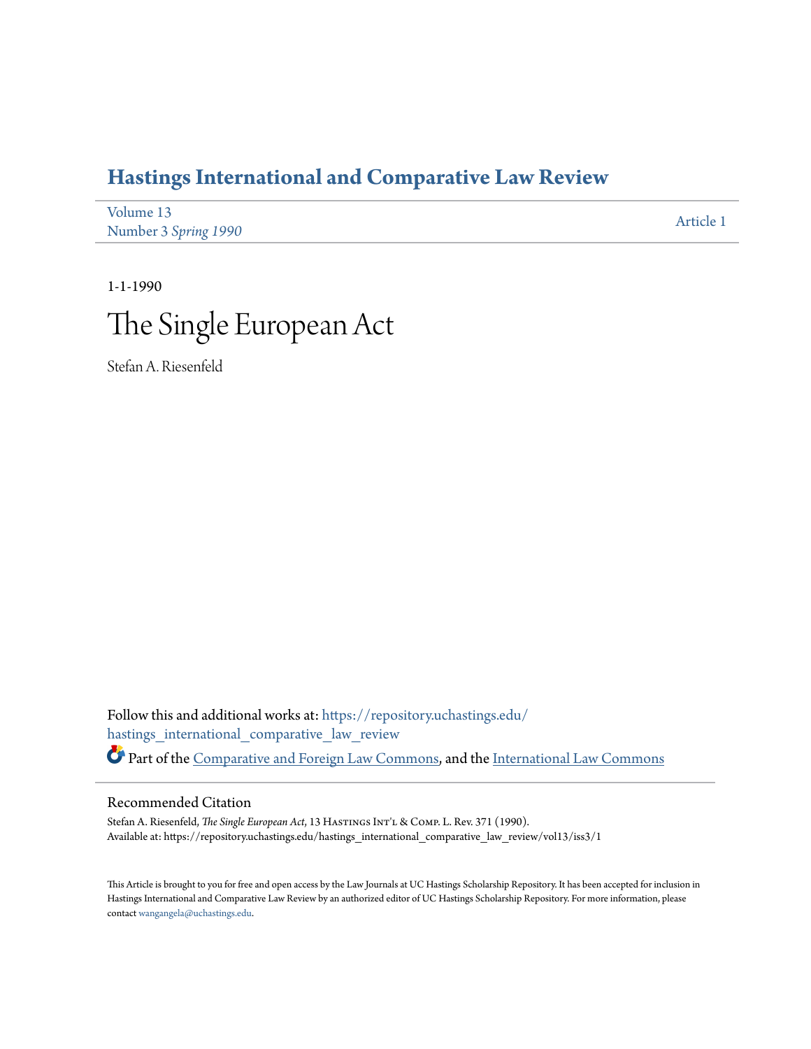# Hastings International and Comparative Law Review

Volume 13
Number 3 *Spring 1990*

Article 1

1-1-1990

# The Single European Act

Stefan A. Riesenfeld

Follow this and additional works at: https://repository.uchastings.edu/hastings_international_comparative_law_review

Part of the Comparative and Foreign Law Commons, and the International Law Commons

## Recommended Citation

Stefan A. Riesenfeld, *The Single European Act*, 13 Hastings Int'l & Comp. L. Rev. 371 (1990).
Available at: https://repository.uchastings.edu/hastings_international_comparative_law_review/vol13/iss3/1

This Article is brought to you for free and open access by the Law Journals at UC Hastings Scholarship Repository. It has been accepted for inclusion in Hastings International and Comparative Law Review by an authorized editor of UC Hastings Scholarship Repository. For more information, please contact wangangela@uchastings.edu.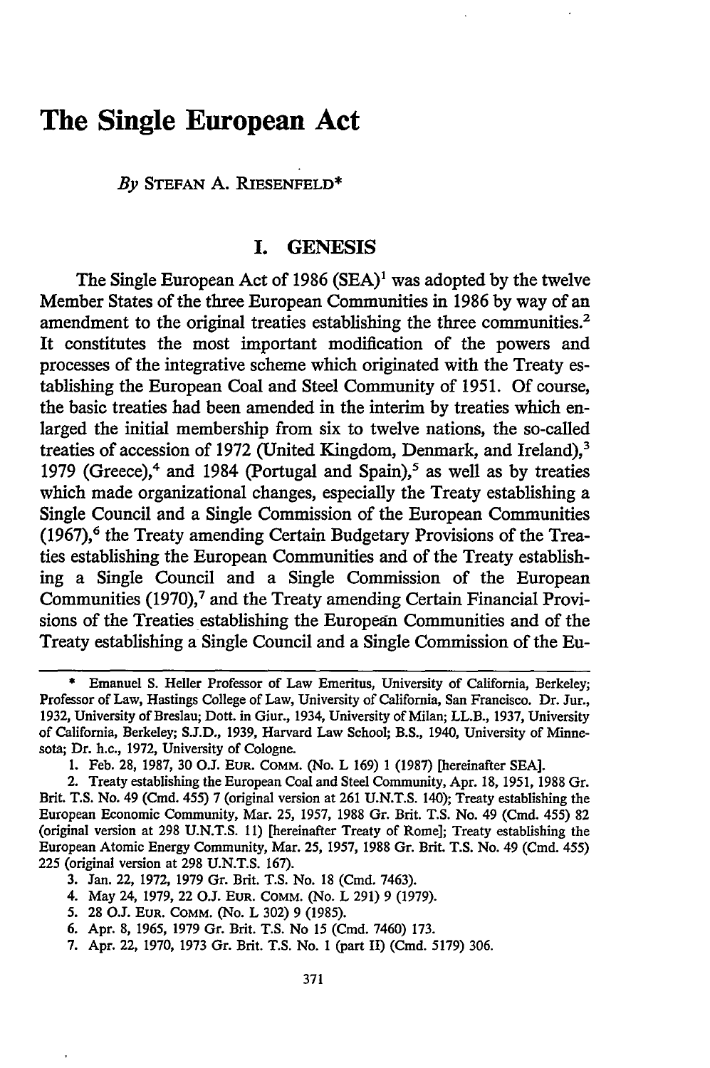# The Single European Act

*By* STEFAN A. RIESENFELD*

## I. GENESIS

The Single European Act of 1986 (SEA)[1] was adopted by the twelve Member States of the three European Communities in 1986 by way of an amendment to the original treaties establishing the three communities.[2] It constitutes the most important modification of the powers and processes of the integrative scheme which originated with the Treaty establishing the European Coal and Steel Community of 1951. Of course, the basic treaties had been amended in the interim by treaties which enlarged the initial membership from six to twelve nations, the so-called treaties of accession of 1972 (United Kingdom, Denmark, and Ireland),[3] 1979 (Greece),[4] and 1984 (Portugal and Spain),[5] as well as by treaties which made organizational changes, especially the Treaty establishing a Single Council and a Single Commission of the European Communities (1967),[6] the Treaty amending Certain Budgetary Provisions of the Treaties establishing the European Communities and of the Treaty establishing a Single Council and a Single Commission of the European Communities (1970),[7] and the Treaty amending Certain Financial Provisions of the Treaties establishing the European Communities and of the Treaty establishing a Single Council and a Single Commission of the Eu-

---

\* Emanuel S. Heller Professor of Law Emeritus, University of California, Berkeley; Professor of Law, Hastings College of Law, University of California, San Francisco. Dr. Jur., 1932, University of Breslau; Dott. in Giur., 1934, University of Milan; LL.B., 1937, University of California, Berkeley; S.J.D., 1939, Harvard Law School; B.S., 1940, University of Minnesota; Dr. h.c., 1972, University of Cologne.

1. Feb. 28, 1987, 30 O.J. EUR. COMM. (No. L 169) 1 (1987) [hereinafter SEA].

2. Treaty establishing the European Coal and Steel Community, Apr. 18, 1951, 1988 Gr. Brit. T.S. No. 49 (Cmd. 455) 7 (original version at 261 U.N.T.S. 140); Treaty establishing the European Economic Community, Mar. 25, 1957, 1988 Gr. Brit. T.S. No. 49 (Cmd. 455) 82 (original version at 298 U.N.T.S. 11) [hereinafter Treaty of Rome]; Treaty establishing the European Atomic Energy Community, Mar. 25, 1957, 1988 Gr. Brit. T.S. No. 49 (Cmd. 455) 225 (original version at 298 U.N.T.S. 167).

3. Jan. 22, 1972, 1979 Gr. Brit. T.S. No. 18 (Cmd. 7463).

4. May 24, 1979, 22 O.J. EUR. COMM. (No. L 291) 9 (1979).

5. 28 O.J. EUR. COMM. (No. L 302) 9 (1985).

6. Apr. 8, 1965, 1979 Gr. Brit. T.S. No 15 (Cmd. 7460) 173.

7. Apr. 22, 1970, 1973 Gr. Brit. T.S. No. 1 (part II) (Cmd. 5179) 306.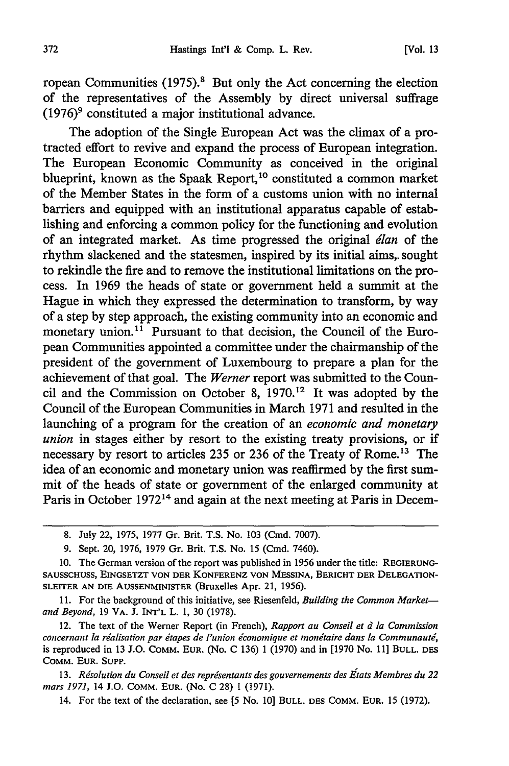ropean Communities (1975).[8] But only the Act concerning the election of the representatives of the Assembly by direct universal suffrage (1976)[9] constituted a major institutional advance.

The adoption of the Single European Act was the climax of a protracted effort to revive and expand the process of European integration. The European Economic Community as conceived in the original blueprint, known as the Spaak Report,[10] constituted a common market of the Member States in the form of a customs union with no internal barriers and equipped with an institutional apparatus capable of establishing and enforcing a common policy for the functioning and evolution of an integrated market. As time progressed the original *élan* of the rhythm slackened and the statesmen, inspired by its initial aims, sought to rekindle the fire and to remove the institutional limitations on the process. In 1969 the heads of state or government held a summit at the Hague in which they expressed the determination to transform, by way of a step by step approach, the existing community into an economic and monetary union.[11] Pursuant to that decision, the Council of the European Communities appointed a committee under the chairmanship of the president of the government of Luxembourg to prepare a plan for the achievement of that goal. The *Werner* report was submitted to the Council and the Commission on October 8, 1970.[12] It was adopted by the Council of the European Communities in March 1971 and resulted in the launching of a program for the creation of an *economic and monetary union* in stages either by resort to the existing treaty provisions, or if necessary by resort to articles 235 or 236 of the Treaty of Rome.[13] The idea of an economic and monetary union was reaffirmed by the first summit of the heads of state or government of the enlarged community at Paris in October 1972[14] and again at the next meeting at Paris in Decem-

---

8. July 22, 1975, 1977 Gr. Brit. T.S. No. 103 (Cmd. 7007).

9. Sept. 20, 1976, 1979 Gr. Brit. T.S. No. 15 (Cmd. 7460).

10. The German version of the report was published in 1956 under the title: REGIERUNGSAUSSCHUSS, EINGESETZT VON DER KONFERENZ VON MESSINA, BERICHT DER DELEGATIONSLEITER AN DIE AUSSENMINISTER (Bruxelles Apr. 21, 1956).

11. For the background of this initiative, see Riesenfeld, *Building the Common Market—and Beyond*, 19 VA. J. INT'L L. 1, 30 (1978).

12. The text of the Werner Report (in French), *Rapport au Conseil et à la Commission concernant la réalisation par étapes de l'union économique et monétaire dans la Communauté*, is reproduced in 13 J.O. COMM. EUR. (No. C 136) 1 (1970) and in [1970 No. 11] BULL. DES COMM. EUR. SUPP.

13. *Résolution du Conseil et des représentants des gouvernements des États Membres du 22 mars 1971*, 14 J.O. COMM. EUR. (No. C 28) 1 (1971).

14. For the text of the declaration, see [5 No. 10] BULL. DES COMM. EUR. 15 (1972).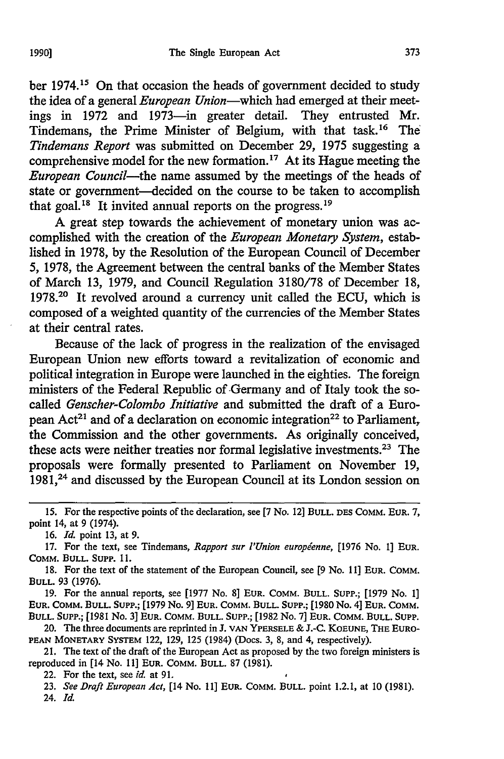ber 1974.[15] On that occasion the heads of government decided to study the idea of a general *European Union*—which had emerged at their meetings in 1972 and 1973—in greater detail. They entrusted Mr. Tindemans, the Prime Minister of Belgium, with that task.[16] The *Tindemans Report* was submitted on December 29, 1975 suggesting a comprehensive model for the new formation.[17] At its Hague meeting the *European Council*—the name assumed by the meetings of the heads of state or government—decided on the course to be taken to accomplish that goal.[18] It invited annual reports on the progress.[19]

A great step towards the achievement of monetary union was accomplished with the creation of the *European Monetary System*, established in 1978, by the Resolution of the European Council of December 5, 1978, the Agreement between the central banks of the Member States of March 13, 1979, and Council Regulation 3180/78 of December 18, 1978.[20] It revolved around a currency unit called the ECU, which is composed of a weighted quantity of the currencies of the Member States at their central rates.

Because of the lack of progress in the realization of the envisaged European Union new efforts toward a revitalization of economic and political integration in Europe were launched in the eighties. The foreign ministers of the Federal Republic of Germany and of Italy took the so-called *Genscher-Colombo Initiative* and submitted the draft of a European Act[21] and of a declaration on economic integration[22] to Parliament, the Commission and the other governments. As originally conceived, these acts were neither treaties nor formal legislative investments.[23] The proposals were formally presented to Parliament on November 19, 1981,[24] and discussed by the European Council at its London session on

---

15. For the respective points of the declaration, see [7 No. 12] BULL. DES COMM. EUR. 7, point 14, at 9 (1974).

16. *Id.* point 13, at 9.

17. For the text, see Tindemans, *Rapport sur l'Union européenne,* [1976 No. 1] EUR. COMM. BULL. SUPP. 11.

18. For the text of the statement of the European Council, see [9 No. 11] EUR. COMM. BULL. 93 (1976).

19. For the annual reports, see [1977 No. 8] EUR. COMM. BULL. SUPP.; [1979 No. 1] EUR. COMM. BULL. SUPP.; [1979 No. 9] EUR. COMM. BULL. SUPP.; [1980 No. 4] EUR. COMM. BULL. SUPP.; [1981 No. 3] EUR. COMM. BULL. SUPP.; [1982 No. 7] EUR. COMM. BULL. SUPP.

20. The three documents are reprinted in J. VAN YPERSELE & J.-C. KOEUNE, THE EUROPEAN MONETARY SYSTEM 122, 129, 125 (1984) (Docs. 3, 8, and 4, respectively).

21. The text of the draft of the European Act as proposed by the two foreign ministers is reproduced in [14 No. 11] EUR. COMM. BULL. 87 (1981).

22. For the text, see *id.* at 91.

23. *See Draft European Act*, [14 No. 11] EUR. COMM. BULL. point 1.2.1, at 10 (1981).

24. *Id.*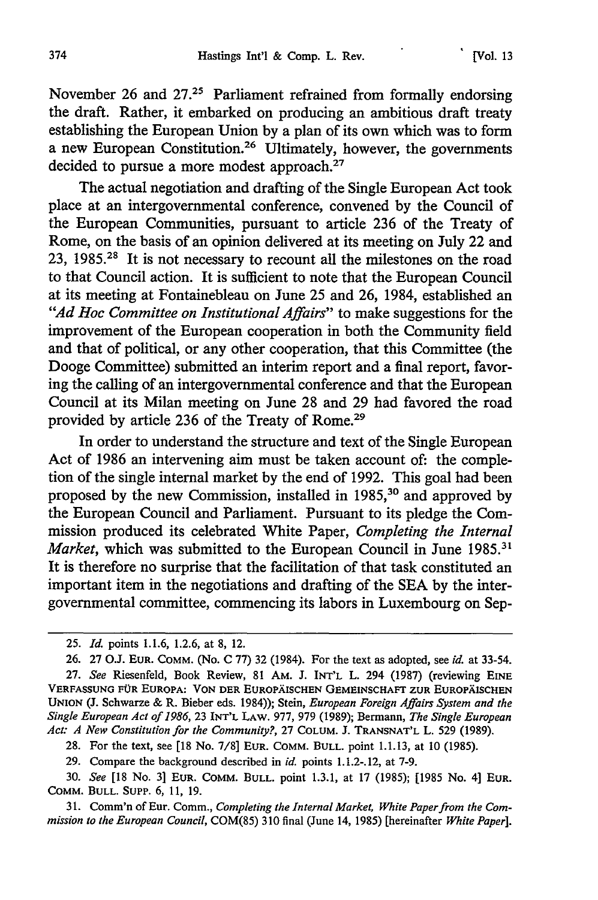November 26 and 27.[25] Parliament refrained from formally endorsing the draft. Rather, it embarked on producing an ambitious draft treaty establishing the European Union by a plan of its own which was to form a new European Constitution.[26] Ultimately, however, the governments decided to pursue a more modest approach.[27]

The actual negotiation and drafting of the Single European Act took place at an intergovernmental conference, convened by the Council of the European Communities, pursuant to article 236 of the Treaty of Rome, on the basis of an opinion delivered at its meeting on July 22 and 23, 1985.[28] It is not necessary to recount all the milestones on the road to that Council action. It is sufficient to note that the European Council at its meeting at Fontainebleau on June 25 and 26, 1984, established an "*Ad Hoc Committee on Institutional Affairs*" to make suggestions for the improvement of the European cooperation in both the Community field and that of political, or any other cooperation, that this Committee (the Dooge Committee) submitted an interim report and a final report, favoring the calling of an intergovernmental conference and that the European Council at its Milan meeting on June 28 and 29 had favored the road provided by article 236 of the Treaty of Rome.[29]

In order to understand the structure and text of the Single European Act of 1986 an intervening aim must be taken account of: the completion of the single internal market by the end of 1992. This goal had been proposed by the new Commission, installed in 1985,[30] and approved by the European Council and Parliament. Pursuant to its pledge the Commission produced its celebrated White Paper, *Completing the Internal Market*, which was submitted to the European Council in June 1985.[31] It is therefore no surprise that the facilitation of that task constituted an important item in the negotiations and drafting of the SEA by the intergovernmental committee, commencing its labors in Luxembourg on Sep-

---

25. *Id.* points 1.1.6, 1.2.6, at 8, 12.

26. 27 O.J. EUR. COMM. (No. C 77) 32 (1984). For the text as adopted, see *id.* at 33-54.

27. *See* Riesenfeld, Book Review, 81 AM. J. INT'L L. 294 (1987) (reviewing EINE VERFASSUNG FÜR EUROPA: VON DER EUROPÄISCHEN GEMEINSCHAFT ZUR EUROPÄISCHEN UNION (J. Schwarze & R. Bieber eds. 1984)); Stein, *European Foreign Affairs System and the Single European Act of 1986*, 23 INT'L LAW. 977, 979 (1989); Bermann, *The Single European Act: A New Constitution for the Community?*, 27 COLUM. J. TRANSNAT'L L. 529 (1989).

28. For the text, see [18 No. 7/8] EUR. COMM. BULL. point 1.1.13, at 10 (1985).

29. Compare the background described in *id.* points 1.1.2-.12, at 7-9.

30. *See* [18 No. 3] EUR. COMM. BULL. point 1.3.1, at 17 (1985); [1985 No. 4] EUR. COMM. BULL. SUPP. 6, 11, 19.

31. Comm'n of Eur. Comm., *Completing the Internal Market, White Paper from the Commission to the European Council*, COM(85) 310 final (June 14, 1985) [hereinafter *White Paper*].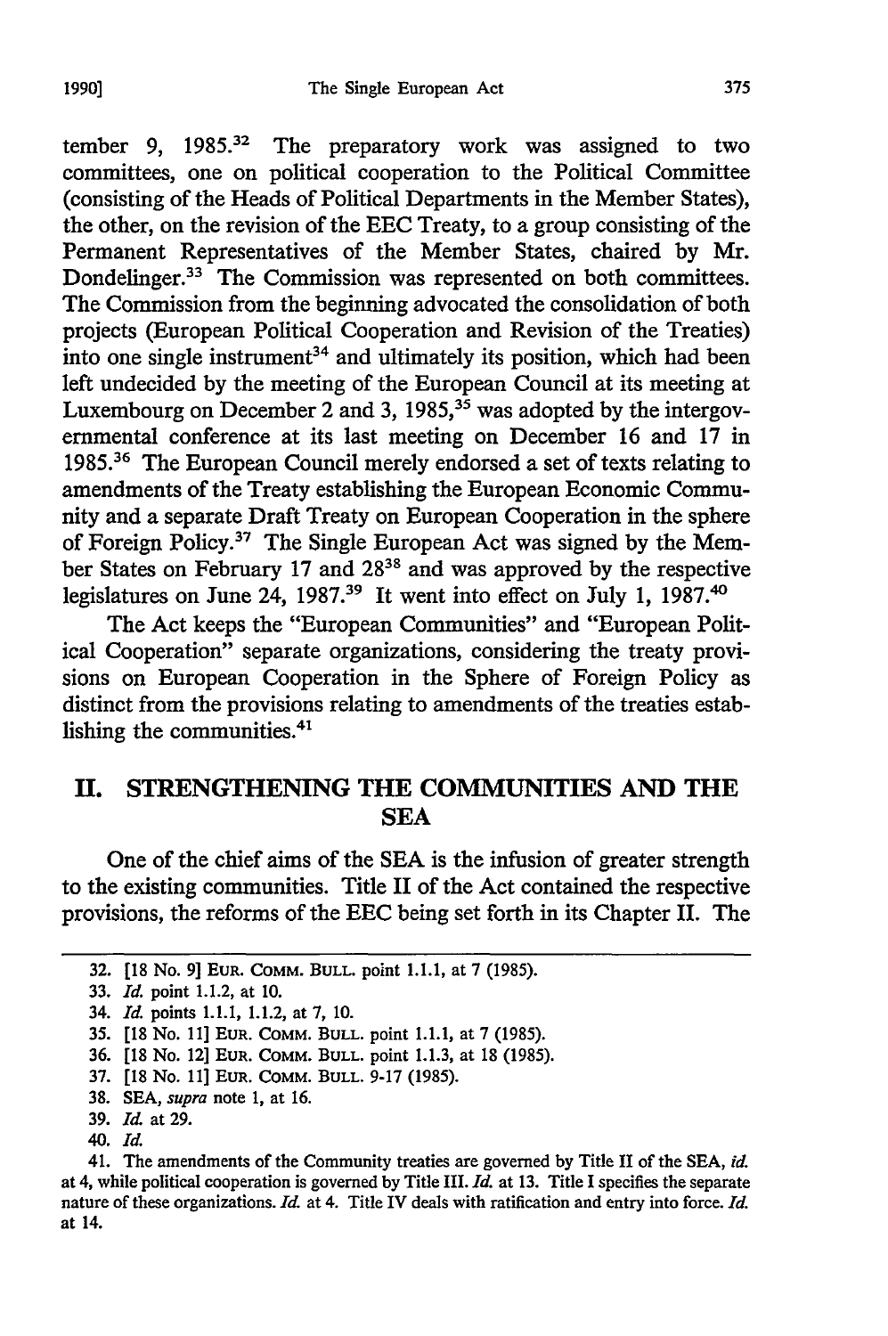tember 9, 1985.[32] The preparatory work was assigned to two committees, one on political cooperation to the Political Committee (consisting of the Heads of Political Departments in the Member States), the other, on the revision of the EEC Treaty, to a group consisting of the Permanent Representatives of the Member States, chaired by Mr. Dondelinger.[33] The Commission was represented on both committees. The Commission from the beginning advocated the consolidation of both projects (European Political Cooperation and Revision of the Treaties) into one single instrument[34] and ultimately its position, which had been left undecided by the meeting of the European Council at its meeting at Luxembourg on December 2 and 3, 1985,[35] was adopted by the intergovernmental conference at its last meeting on December 16 and 17 in 1985.[36] The European Council merely endorsed a set of texts relating to amendments of the Treaty establishing the European Economic Community and a separate Draft Treaty on European Cooperation in the sphere of Foreign Policy.[37] The Single European Act was signed by the Member States on February 17 and 28[38] and was approved by the respective legislatures on June 24, 1987.[39] It went into effect on July 1, 1987.[40]

The Act keeps the "European Communities" and "European Political Cooperation" separate organizations, considering the treaty provisions on European Cooperation in the Sphere of Foreign Policy as distinct from the provisions relating to amendments of the treaties establishing the communities.[41]

## II. STRENGTHENING THE COMMUNITIES AND THE SEA

One of the chief aims of the SEA is the infusion of greater strength to the existing communities. Title II of the Act contained the respective provisions, the reforms of the EEC being set forth in its Chapter II. The

---

32. [18 No. 9] EUR. COMM. BULL. point 1.1.1, at 7 (1985).
33. *Id.* point 1.1.2, at 10.
34. *Id.* points 1.1.1, 1.1.2, at 7, 10.
35. [18 No. 11] EUR. COMM. BULL. point 1.1.1, at 7 (1985).
36. [18 No. 12] EUR. COMM. BULL. point 1.1.3, at 18 (1985).
37. [18 No. 11] EUR. COMM. BULL. 9-17 (1985).
38. SEA, *supra* note 1, at 16.
39. *Id.* at 29.
40. *Id.*
41. The amendments of the Community treaties are governed by Title II of the SEA, *id.* at 4, while political cooperation is governed by Title III. *Id.* at 13. Title I specifies the separate nature of these organizations. *Id.* at 4. Title IV deals with ratification and entry into force. *Id.* at 14.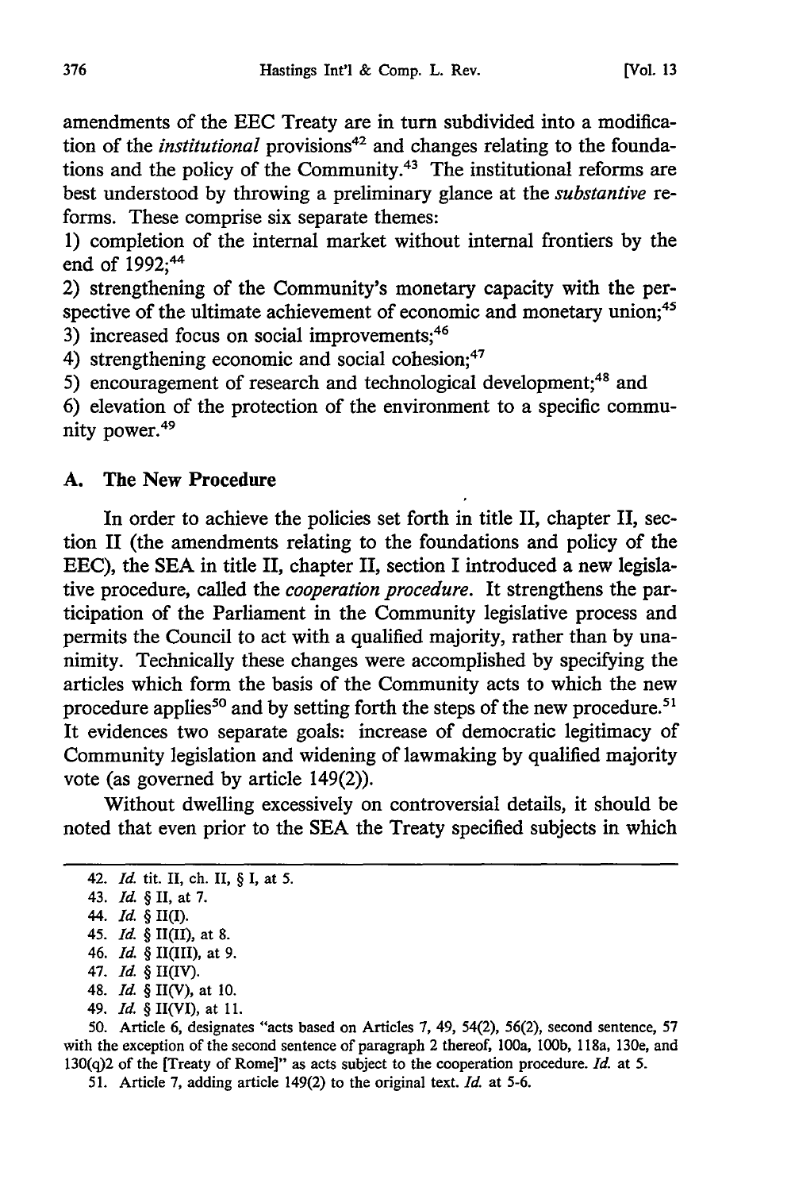amendments of the EEC Treaty are in turn subdivided into a modification of the *institutional* provisions[42] and changes relating to the foundations and the policy of the Community.[43] The institutional reforms are best understood by throwing a preliminary glance at the *substantive* reforms. These comprise six separate themes:

1) completion of the internal market without internal frontiers by the end of 1992;[44]

2) strengthening of the Community's monetary capacity with the perspective of the ultimate achievement of economic and monetary union;[45]

3) increased focus on social improvements;[46]

4) strengthening economic and social cohesion;[47]

5) encouragement of research and technological development;[48] and

6) elevation of the protection of the environment to a specific community power.[49]

### A. The New Procedure

In order to achieve the policies set forth in title II, chapter II, section II (the amendments relating to the foundations and policy of the EEC), the SEA in title II, chapter II, section I introduced a new legislative procedure, called the *cooperation procedure*. It strengthens the participation of the Parliament in the Community legislative process and permits the Council to act with a qualified majority, rather than by unanimity. Technically these changes were accomplished by specifying the articles which form the basis of the Community acts to which the new procedure applies[50] and by setting forth the steps of the new procedure.[51] It evidences two separate goals: increase of democratic legitimacy of Community legislation and widening of lawmaking by qualified majority vote (as governed by article 149(2)).

Without dwelling excessively on controversial details, it should be noted that even prior to the SEA the Treaty specified subjects in which

---

42. *Id.* tit. II, ch. II, § I, at 5.
43. *Id.* § II, at 7.
44. *Id.* § II(I).
45. *Id.* § II(II), at 8.
46. *Id.* § II(III), at 9.
47. *Id.* § II(IV).
48. *Id.* § II(V), at 10.
49. *Id.* § II(VI), at 11.
50. Article 6, designates "acts based on Articles 7, 49, 54(2), 56(2), second sentence, 57 with the exception of the second sentence of paragraph 2 thereof, 100a, 100b, 118a, 130e, and 130(q)2 of the [Treaty of Rome]" as acts subject to the cooperation procedure. *Id.* at 5.
51. Article 7, adding article 149(2) to the original text. *Id.* at 5-6.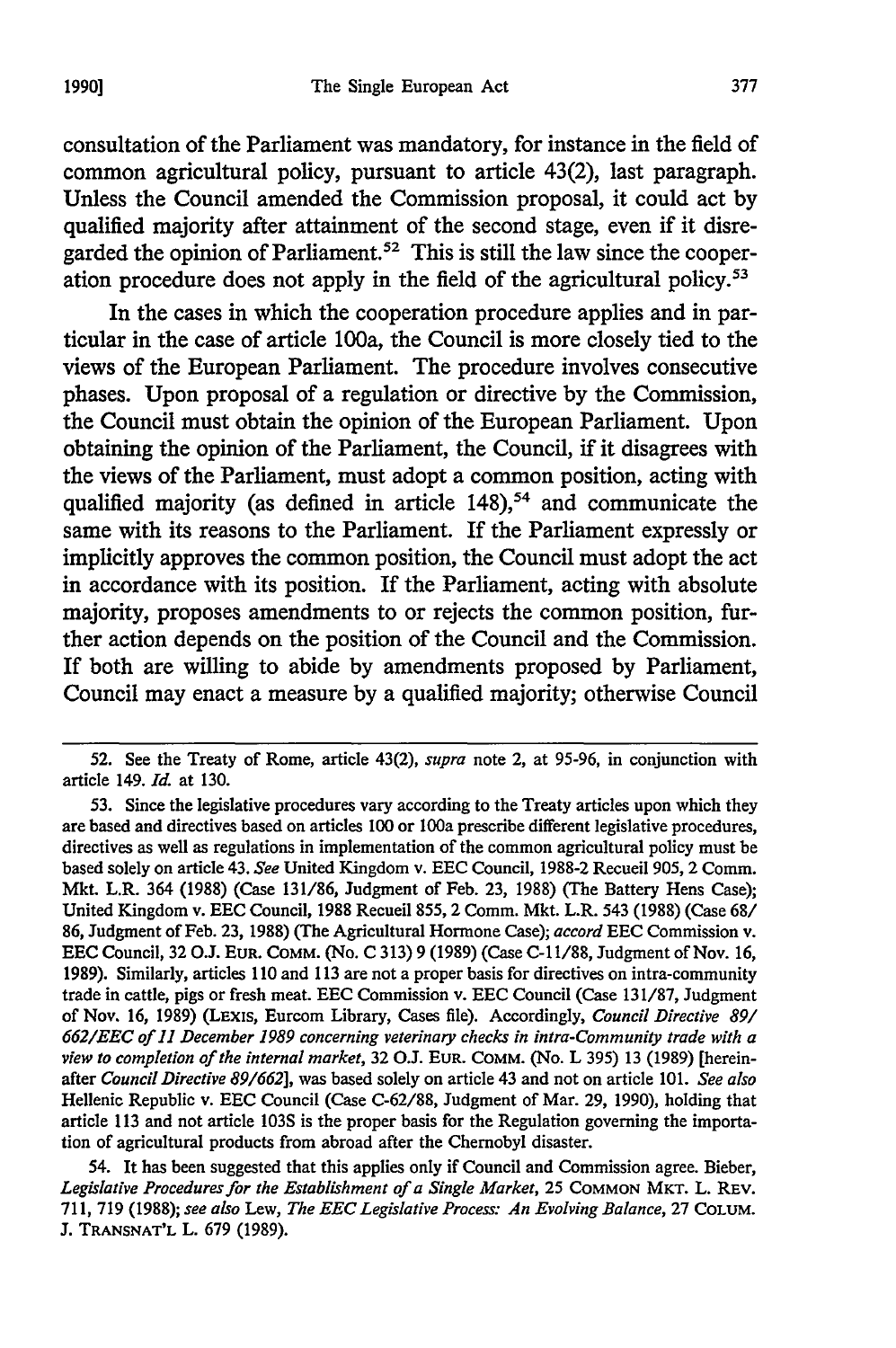consultation of the Parliament was mandatory, for instance in the field of common agricultural policy, pursuant to article 43(2), last paragraph. Unless the Council amended the Commission proposal, it could act by qualified majority after attainment of the second stage, even if it disregarded the opinion of Parliament.[52] This is still the law since the cooperation procedure does not apply in the field of the agricultural policy.[53]

In the cases in which the cooperation procedure applies and in particular in the case of article 100a, the Council is more closely tied to the views of the European Parliament. The procedure involves consecutive phases. Upon proposal of a regulation or directive by the Commission, the Council must obtain the opinion of the European Parliament. Upon obtaining the opinion of the Parliament, the Council, if it disagrees with the views of the Parliament, must adopt a common position, acting with qualified majority (as defined in article 148),[54] and communicate the same with its reasons to the Parliament. If the Parliament expressly or implicitly approves the common position, the Council must adopt the act in accordance with its position. If the Parliament, acting with absolute majority, proposes amendments to or rejects the common position, further action depends on the position of the Council and the Commission. If both are willing to abide by amendments proposed by Parliament, Council may enact a measure by a qualified majority; otherwise Council

---

52. See the Treaty of Rome, article 43(2), *supra* note 2, at 95-96, in conjunction with article 149. *Id.* at 130.

53. Since the legislative procedures vary according to the Treaty articles upon which they are based and directives based on articles 100 or 100a prescribe different legislative procedures, directives as well as regulations in implementation of the common agricultural policy must be based solely on article 43. *See* United Kingdom v. EEC Council, 1988-2 Recueil 905, 2 Comm. Mkt. L.R. 364 (1988) (Case 131/86, Judgment of Feb. 23, 1988) (The Battery Hens Case); United Kingdom v. EEC Council, 1988 Recueil 855, 2 Comm. Mkt. L.R. 543 (1988) (Case 68/86, Judgment of Feb. 23, 1988) (The Agricultural Hormone Case); *accord* EEC Commission v. EEC Council, 32 O.J. EUR. COMM. (No. C 313) 9 (1989) (Case C-11/88, Judgment of Nov. 16, 1989). Similarly, articles 110 and 113 are not a proper basis for directives on intra-community trade in cattle, pigs or fresh meat. EEC Commission v. EEC Council (Case 131/87, Judgment of Nov. 16, 1989) (LEXIS, Eurcom Library, Cases file). Accordingly, *Council Directive 89/662/EEC of 11 December 1989 concerning veterinary checks in intra-Community trade with a view to completion of the internal market*, 32 O.J. EUR. COMM. (No. L 395) 13 (1989) [hereinafter *Council Directive 89/662*], was based solely on article 43 and not on article 101. *See also* Hellenic Republic v. EEC Council (Case C-62/88, Judgment of Mar. 29, 1990), holding that article 113 and not article 103S is the proper basis for the Regulation governing the importation of agricultural products from abroad after the Chernobyl disaster.

54. It has been suggested that this applies only if Council and Commission agree. Bieber, *Legislative Procedures for the Establishment of a Single Market*, 25 COMMON MKT. L. REV. 711, 719 (1988); *see also* Lew, *The EEC Legislative Process: An Evolving Balance*, 27 COLUM. J. TRANSNAT'L L. 679 (1989).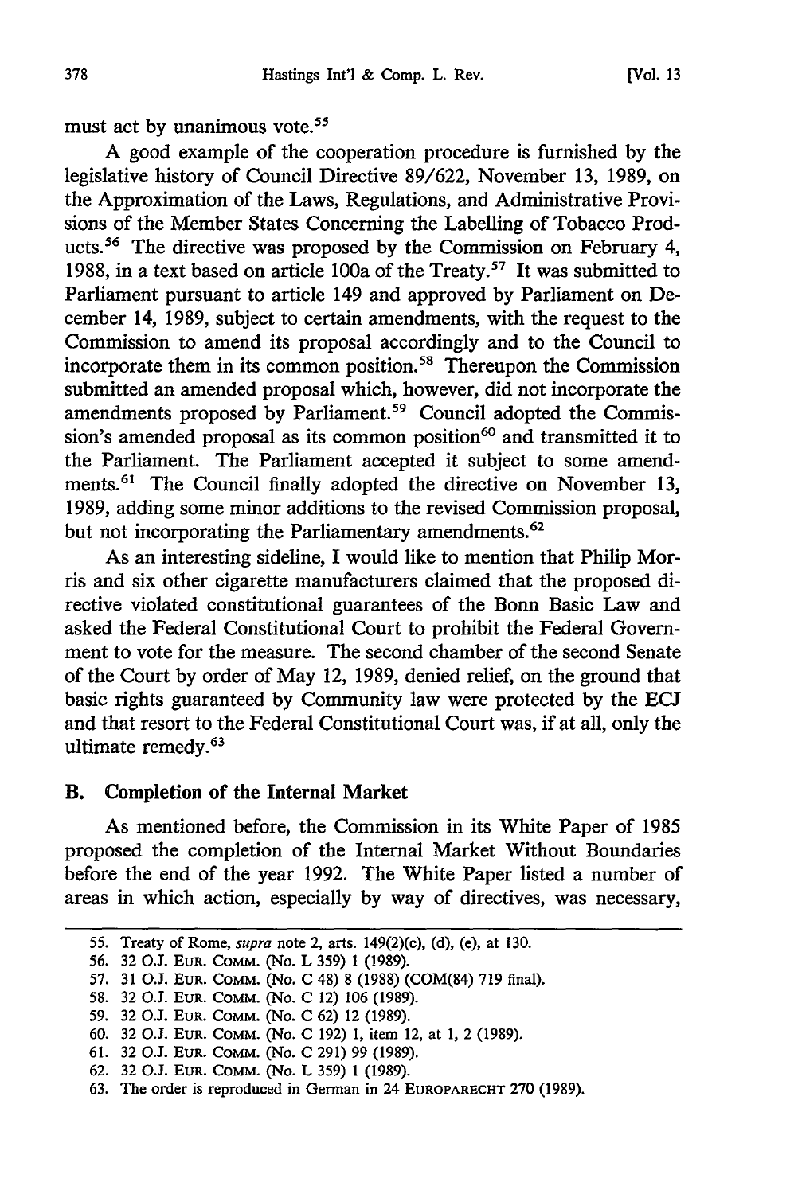must act by unanimous vote.[55]

A good example of the cooperation procedure is furnished by the legislative history of Council Directive 89/622, November 13, 1989, on the Approximation of the Laws, Regulations, and Administrative Provisions of the Member States Concerning the Labelling of Tobacco Products.[56] The directive was proposed by the Commission on February 4, 1988, in a text based on article 100a of the Treaty.[57] It was submitted to Parliament pursuant to article 149 and approved by Parliament on December 14, 1989, subject to certain amendments, with the request to the Commission to amend its proposal accordingly and to the Council to incorporate them in its common position.[58] Thereupon the Commission submitted an amended proposal which, however, did not incorporate the amendments proposed by Parliament.[59] Council adopted the Commission's amended proposal as its common position[60] and transmitted it to the Parliament. The Parliament accepted it subject to some amendments.[61] The Council finally adopted the directive on November 13, 1989, adding some minor additions to the revised Commission proposal, but not incorporating the Parliamentary amendments.[62]

As an interesting sideline, I would like to mention that Philip Morris and six other cigarette manufacturers claimed that the proposed directive violated constitutional guarantees of the Bonn Basic Law and asked the Federal Constitutional Court to prohibit the Federal Government to vote for the measure. The second chamber of the second Senate of the Court by order of May 12, 1989, denied relief, on the ground that basic rights guaranteed by Community law were protected by the ECJ and that resort to the Federal Constitutional Court was, if at all, only the ultimate remedy.[63]

### B. Completion of the Internal Market

As mentioned before, the Commission in its White Paper of 1985 proposed the completion of the Internal Market Without Boundaries before the end of the year 1992. The White Paper listed a number of areas in which action, especially by way of directives, was necessary,

---

55. Treaty of Rome, *supra* note 2, arts. 149(2)(c), (d), (e), at 130.
56. 32 O.J. EUR. COMM. (No. L 359) 1 (1989).
57. 31 O.J. EUR. COMM. (No. C 48) 8 (1988) (COM(84) 719 final).
58. 32 O.J. EUR. COMM. (No. C 12) 106 (1989).
59. 32 O.J. EUR. COMM. (No. C 62) 12 (1989).
60. 32 O.J. EUR. COMM. (No. C 192) 1, item 12, at 1, 2 (1989).
61. 32 O.J. EUR. COMM. (No. C 291) 99 (1989).
62. 32 O.J. EUR. COMM. (No. L 359) 1 (1989).
63. The order is reproduced in German in 24 EUROPARECHT 270 (1989).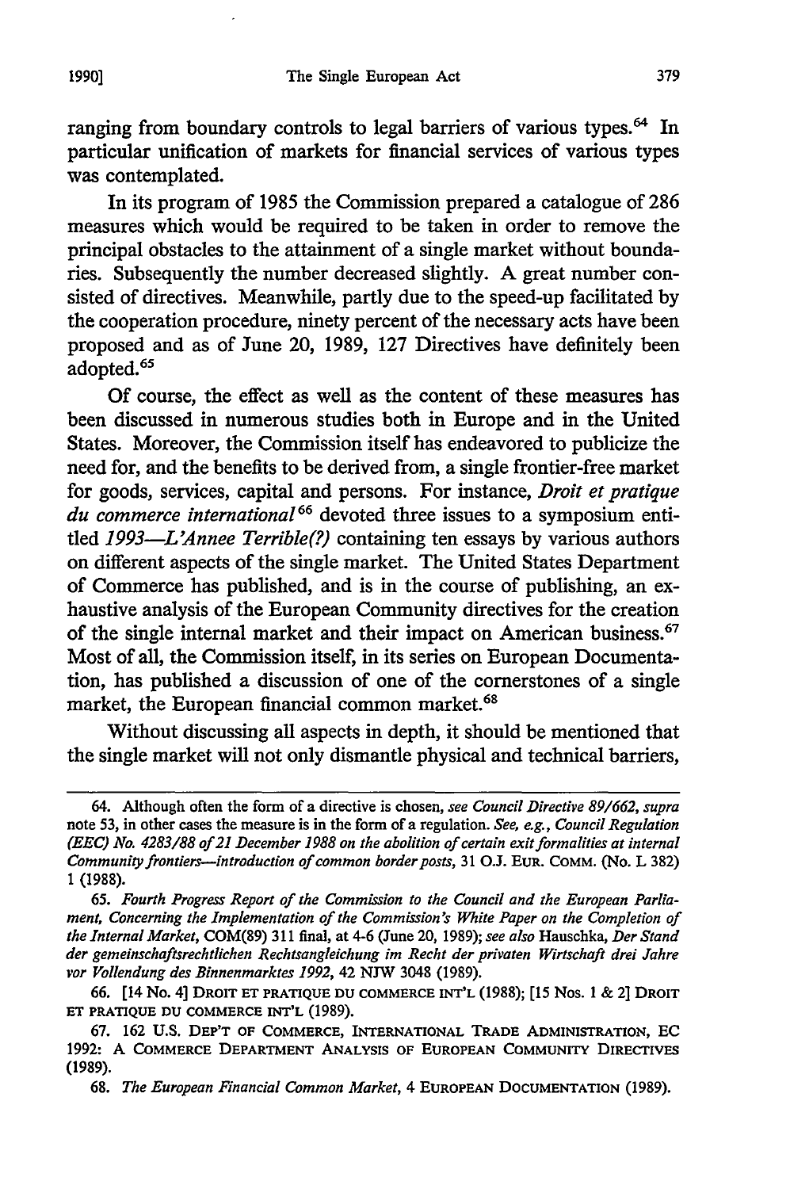ranging from boundary controls to legal barriers of various types.[64] In particular unification of markets for financial services of various types was contemplated.

In its program of 1985 the Commission prepared a catalogue of 286 measures which would be required to be taken in order to remove the principal obstacles to the attainment of a single market without boundaries. Subsequently the number decreased slightly. A great number consisted of directives. Meanwhile, partly due to the speed-up facilitated by the cooperation procedure, ninety percent of the necessary acts have been proposed and as of June 20, 1989, 127 Directives have definitely been adopted.[65]

Of course, the effect as well as the content of these measures has been discussed in numerous studies both in Europe and in the United States. Moreover, the Commission itself has endeavored to publicize the need for, and the benefits to be derived from, a single frontier-free market for goods, services, capital and persons. For instance, *Droit et pratique du commerce international*[66] devoted three issues to a symposium entitled *1993—L'Annee Terrible(?)* containing ten essays by various authors on different aspects of the single market. The United States Department of Commerce has published, and is in the course of publishing, an exhaustive analysis of the European Community directives for the creation of the single internal market and their impact on American business.[67] Most of all, the Commission itself, in its series on European Documentation, has published a discussion of one of the cornerstones of a single market, the European financial common market.[68]

Without discussing all aspects in depth, it should be mentioned that the single market will not only dismantle physical and technical barriers,

---

64. Although often the form of a directive is chosen, *see Council Directive 89/662, supra* note 53, in other cases the measure is in the form of a regulation. *See, e.g., Council Regulation (EEC) No. 4283/88 of 21 December 1988 on the abolition of certain exit formalities at internal Community frontiers—introduction of common border posts,* 31 O.J. EUR. COMM. (No. L 382) 1 (1988).

65. *Fourth Progress Report of the Commission to the Council and the European Parliament, Concerning the Implementation of the Commission's White Paper on the Completion of the Internal Market,* COM(89) 311 final, at 4-6 (June 20, 1989); *see also* Hauschka, *Der Stand der gemeinschaftsrechtlichen Rechtsangleichung im Recht der privaten Wirtschaft drei Jahre vor Vollendung des Binnenmarktes 1992,* 42 NJW 3048 (1989).

66. [14 No. 4] DROIT ET PRATIQUE DU COMMERCE INT'L (1988); [15 Nos. 1 & 2] DROIT ET PRATIQUE DU COMMERCE INT'L (1989).

67. 162 U.S. DEP'T OF COMMERCE, INTERNATIONAL TRADE ADMINISTRATION, EC 1992: A COMMERCE DEPARTMENT ANALYSIS OF EUROPEAN COMMUNITY DIRECTIVES (1989).

68. *The European Financial Common Market,* 4 EUROPEAN DOCUMENTATION (1989).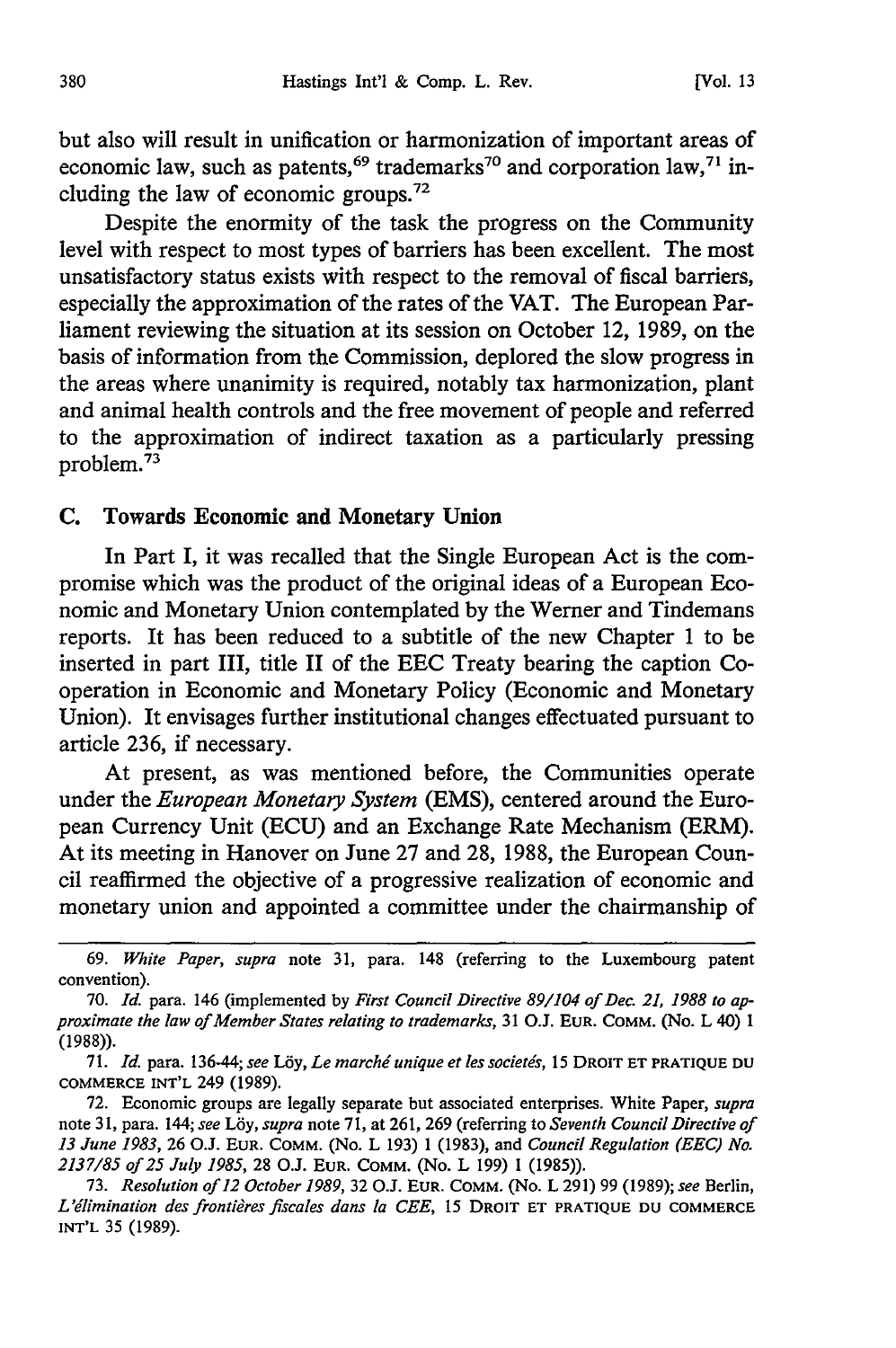but also will result in unification or harmonization of important areas of economic law, such as patents,[69] trademarks[70] and corporation law,[71] including the law of economic groups.[72]

Despite the enormity of the task the progress on the Community level with respect to most types of barriers has been excellent. The most unsatisfactory status exists with respect to the removal of fiscal barriers, especially the approximation of the rates of the VAT. The European Parliament reviewing the situation at its session on October 12, 1989, on the basis of information from the Commission, deplored the slow progress in the areas where unanimity is required, notably tax harmonization, plant and animal health controls and the free movement of people and referred to the approximation of indirect taxation as a particularly pressing problem.[73]

### C. Towards Economic and Monetary Union

In Part I, it was recalled that the Single European Act is the compromise which was the product of the original ideas of a European Economic and Monetary Union contemplated by the Werner and Tindemans reports. It has been reduced to a subtitle of the new Chapter 1 to be inserted in part III, title II of the EEC Treaty bearing the caption Cooperation in Economic and Monetary Policy (Economic and Monetary Union). It envisages further institutional changes effectuated pursuant to article 236, if necessary.

At present, as was mentioned before, the Communities operate under the *European Monetary System* (EMS), centered around the European Currency Unit (ECU) and an Exchange Rate Mechanism (ERM). At its meeting in Hanover on June 27 and 28, 1988, the European Council reaffirmed the objective of a progressive realization of economic and monetary union and appointed a committee under the chairmanship of

---

69. *White Paper*, *supra* note 31, para. 148 (referring to the Luxembourg patent convention).

70. *Id.* para. 146 (implemented by *First Council Directive 89/104 of Dec. 21, 1988 to approximate the law of Member States relating to trademarks*, 31 O.J. EUR. COMM. (No. L 40) 1 (1988)).

71. *Id.* para. 136-44; *see* Löy, *Le marché unique et les societés*, 15 DROIT ET PRATIQUE DU COMMERCE INT'L 249 (1989).

72. Economic groups are legally separate but associated enterprises. White Paper, *supra* note 31, para. 144; *see* Löy, *supra* note 71, at 261, 269 (referring to *Seventh Council Directive of 13 June 1983*, 26 O.J. EUR. COMM. (No. L 193) 1 (1983), and *Council Regulation (EEC) No. 2137/85 of 25 July 1985*, 28 O.J. EUR. COMM. (No. L 199) 1 (1985)).

73. *Resolution of 12 October 1989*, 32 O.J. EUR. COMM. (No. L 291) 99 (1989); *see* Berlin, *L'élimination des frontières fiscales dans la CEE*, 15 DROIT ET PRATIQUE DU COMMERCE INT'L 35 (1989).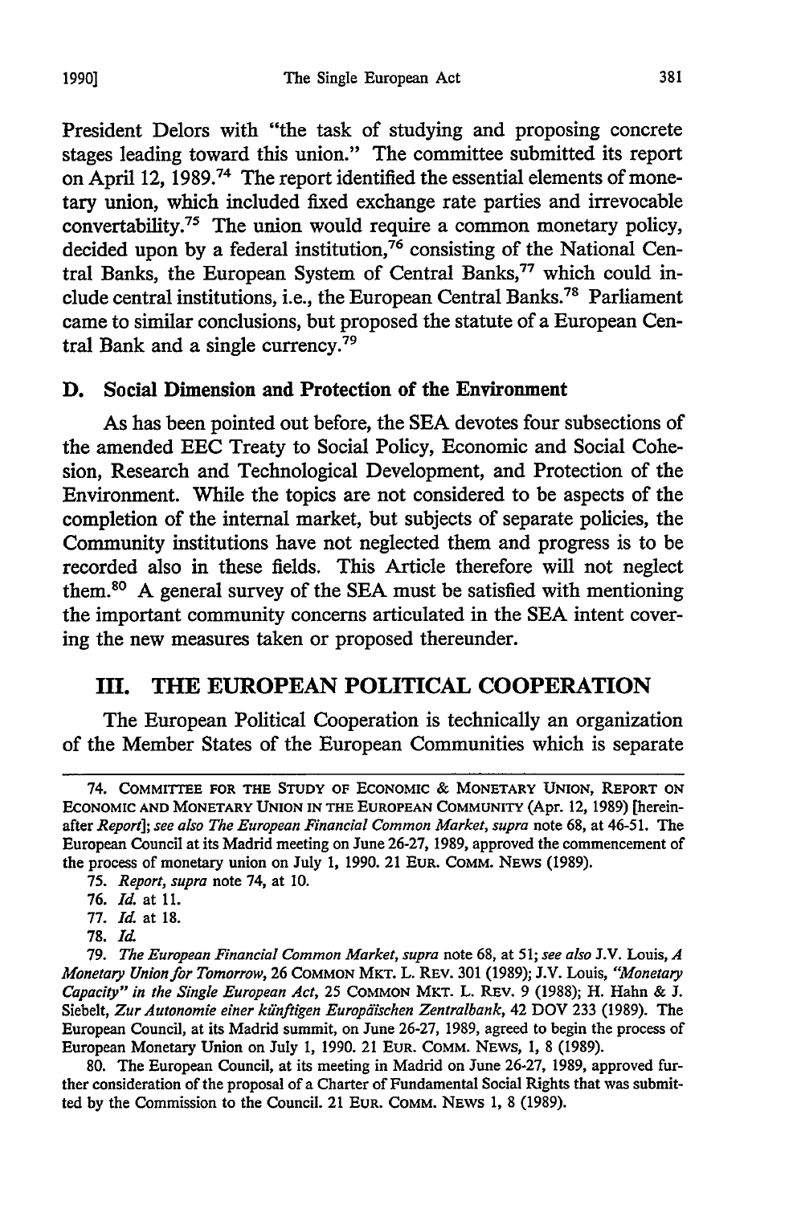President Delors with "the task of studying and proposing concrete stages leading toward this union." The committee submitted its report on April 12, 1989.[74] The report identified the essential elements of monetary union, which included fixed exchange rate parties and irrevocable convertability.[75] The union would require a common monetary policy, decided upon by a federal institution,[76] consisting of the National Central Banks, the European System of Central Banks,[77] which could include central institutions, i.e., the European Central Banks.[78] Parliament came to similar conclusions, but proposed the statute of a European Central Bank and a single currency.[79]

### D. Social Dimension and Protection of the Environment

As has been pointed out before, the SEA devotes four subsections of the amended EEC Treaty to Social Policy, Economic and Social Cohesion, Research and Technological Development, and Protection of the Environment. While the topics are not considered to be aspects of the completion of the internal market, but subjects of separate policies, the Community institutions have not neglected them and progress is to be recorded also in these fields. This Article therefore will not neglect them.[80] A general survey of the SEA must be satisfied with mentioning the important community concerns articulated in the SEA intent covering the new measures taken or proposed thereunder.

## III. THE EUROPEAN POLITICAL COOPERATION

The European Political Cooperation is technically an organization of the Member States of the European Communities which is separate

---

74. COMMITTEE FOR THE STUDY OF ECONOMIC & MONETARY UNION, REPORT ON ECONOMIC AND MONETARY UNION IN THE EUROPEAN COMMUNITY (Apr. 12, 1989) [hereinafter *Report*]; *see also The European Financial Common Market*, *supra* note 68, at 46-51. The European Council at its Madrid meeting on June 26-27, 1989, approved the commencement of the process of monetary union on July 1, 1990. 21 EUR. COMM. NEWS (1989).

75. *Report*, *supra* note 74, at 10.

76. *Id.* at 11.

77. *Id.* at 18.

78. *Id.*

79. *The European Financial Common Market*, *supra* note 68, at 51; *see also* J.V. Louis, *A Monetary Union for Tomorrow*, 26 COMMON MKT. L. REV. 301 (1989); J.V. Louis, *"Monetary Capacity" in the Single European Act*, 25 COMMON MKT. L. REV. 9 (1988); H. Hahn & J. Siebelt, *Zur Autonomie einer künftigen Europäischen Zentralbank*, 42 DOV 233 (1989). The European Council, at its Madrid summit, on June 26-27, 1989, agreed to begin the process of European Monetary Union on July 1, 1990. 21 EUR. COMM. NEWS, 1, 8 (1989).

80. The European Council, at its meeting in Madrid on June 26-27, 1989, approved further consideration of the proposal of a Charter of Fundamental Social Rights that was submitted by the Commission to the Council. 21 EUR. COMM. NEWS 1, 8 (1989).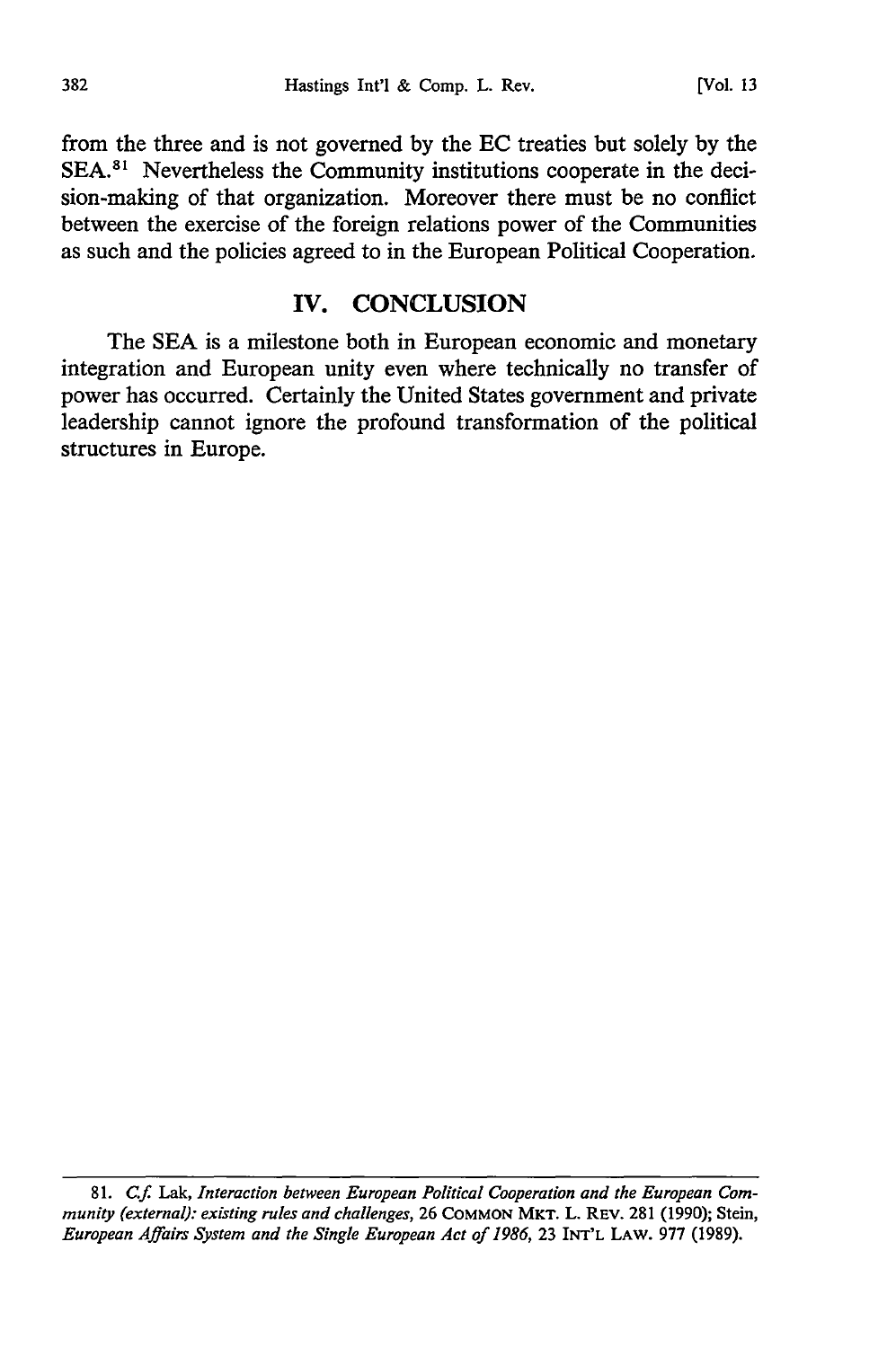from the three and is not governed by the EC treaties but solely by the SEA.[81] Nevertheless the Community institutions cooperate in the decision-making of that organization. Moreover there must be no conflict between the exercise of the foreign relations power of the Communities as such and the policies agreed to in the European Political Cooperation.

## IV. CONCLUSION

The SEA is a milestone both in European economic and monetary integration and European unity even where technically no transfer of power has occurred. Certainly the United States government and private leadership cannot ignore the profound transformation of the political structures in Europe.

---

81. *Cf.* Lak, *Interaction between European Political Cooperation and the European Community (external): existing rules and challenges*, 26 COMMON MKT. L. REV. 281 (1990); Stein, *European Affairs System and the Single European Act of 1986*, 23 INT'L LAW. 977 (1989).